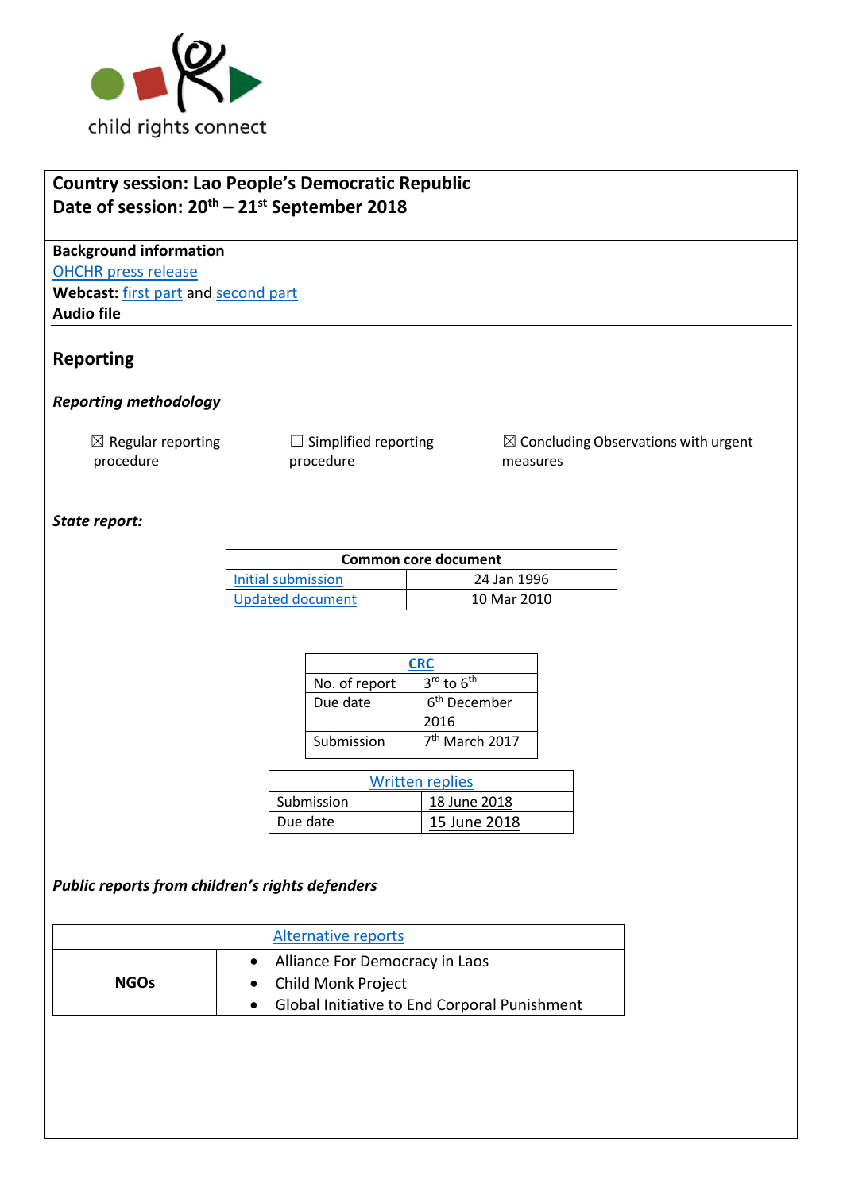child rights connect

**Country session: Lao People's Democratic Republic**
**Date of session: 20th – 21st September 2018**

**Background information**
OHCHR press release
**Webcast:** first part and second part
**Audio file**

## Reporting

### *Reporting methodology*

☒ Regular reporting procedure ☐ Simplified reporting procedure ☒ Concluding Observations with urgent measures

### *State report:*

| Common core document | |
|---|---|
| Initial submission | 24 Jan 1996 |
| Updated document | 10 Mar 2010 |

| CRC | |
|---|---|
| No. of report | 3rd to 6th |
| Due date | 6th December 2016 |
| Submission | 7th March 2017 |

| Written replies | |
|---|---|
| Submission | 18 June 2018 |
| Due date | 15 June 2018 |

### *Public reports from children's rights defenders*

| Alternative reports | |
|---|---|
| NGOs | • Alliance For Democracy in Laos<br>• Child Monk Project<br>• Global Initiative to End Corporal Punishment |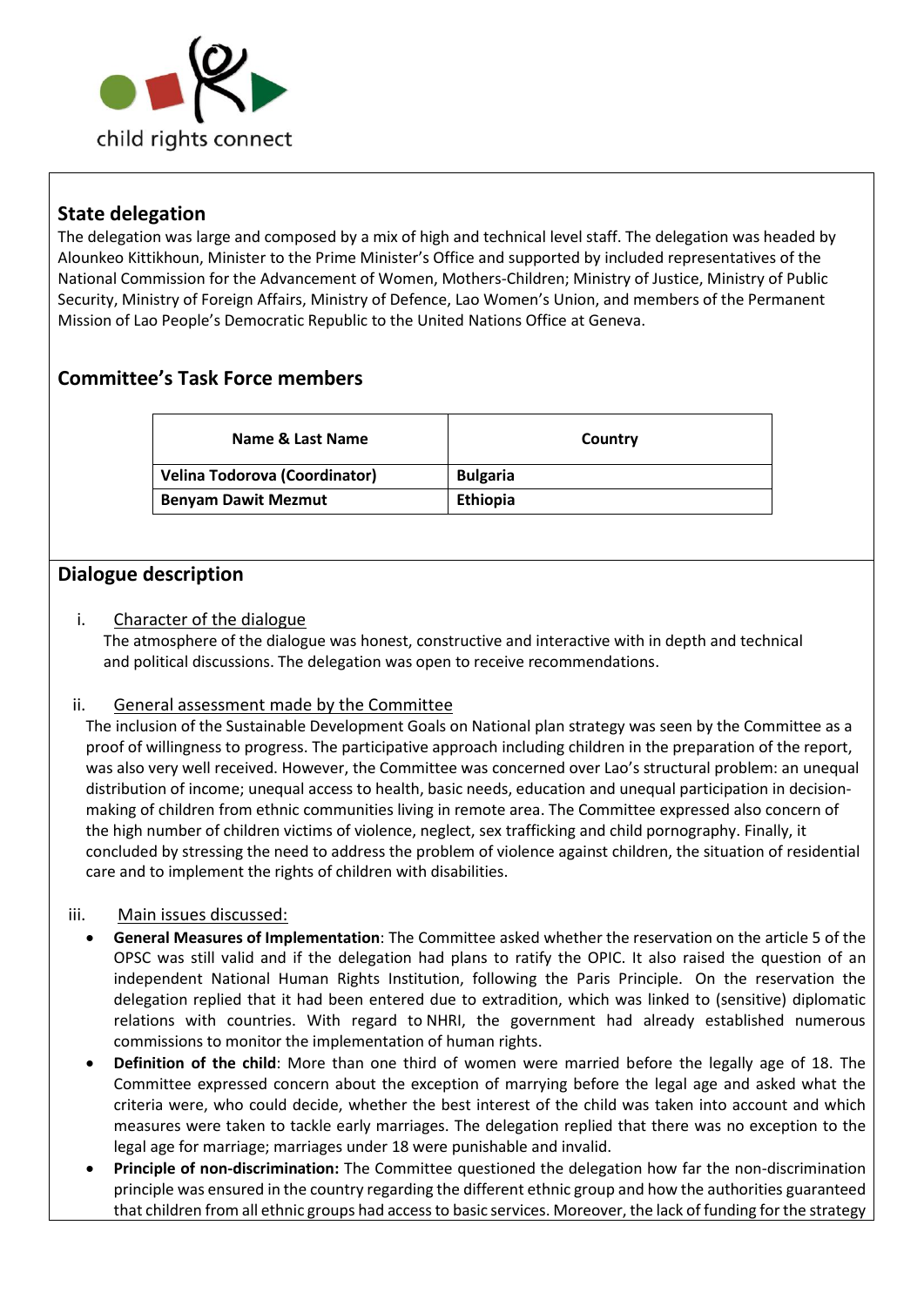## State delegation

The delegation was large and composed by a mix of high and technical level staff. The delegation was headed by Alounkeo Kittikhoun, Minister to the Prime Minister's Office and supported by included representatives of the National Commission for the Advancement of Women, Mothers-Children; Ministry of Justice, Ministry of Public Security, Ministry of Foreign Affairs, Ministry of Defence, Lao Women's Union, and members of the Permanent Mission of Lao People's Democratic Republic to the United Nations Office at Geneva.

## Committee's Task Force members

| Name & Last Name | Country |
|---|---|
| **Velina Todorova (Coordinator)** | **Bulgaria** |
| **Benyam Dawit Mezmut** | **Ethiopia** |

## Dialogue description

i. Character of the dialogue

The atmosphere of the dialogue was honest, constructive and interactive with in depth and technical and political discussions. The delegation was open to receive recommendations.

ii. General assessment made by the Committee

The inclusion of the Sustainable Development Goals on National plan strategy was seen by the Committee as a proof of willingness to progress. The participative approach including children in the preparation of the report, was also very well received. However, the Committee was concerned over Lao's structural problem: an unequal distribution of income; unequal access to health, basic needs, education and unequal participation in decision-making of children from ethnic communities living in remote area. The Committee expressed also concern of the high number of children victims of violence, neglect, sex trafficking and child pornography. Finally, it concluded by stressing the need to address the problem of violence against children, the situation of residential care and to implement the rights of children with disabilities.

iii. Main issues discussed:

- **General Measures of Implementation**: The Committee asked whether the reservation on the article 5 of the OPSC was still valid and if the delegation had plans to ratify the OPIC. It also raised the question of an independent National Human Rights Institution, following the Paris Principle. On the reservation the delegation replied that it had been entered due to extradition, which was linked to (sensitive) diplomatic relations with countries. With regard to NHRI, the government had already established numerous commissions to monitor the implementation of human rights.
- **Definition of the child**: More than one third of women were married before the legally age of 18. The Committee expressed concern about the exception of marrying before the legal age and asked what the criteria were, who could decide, whether the best interest of the child was taken into account and which measures were taken to tackle early marriages. The delegation replied that there was no exception to the legal age for marriage; marriages under 18 were punishable and invalid.
- **Principle of non-discrimination:** The Committee questioned the delegation how far the non-discrimination principle was ensured in the country regarding the different ethnic group and how the authorities guaranteed that children from all ethnic groups had access to basic services. Moreover, the lack of funding for the strategy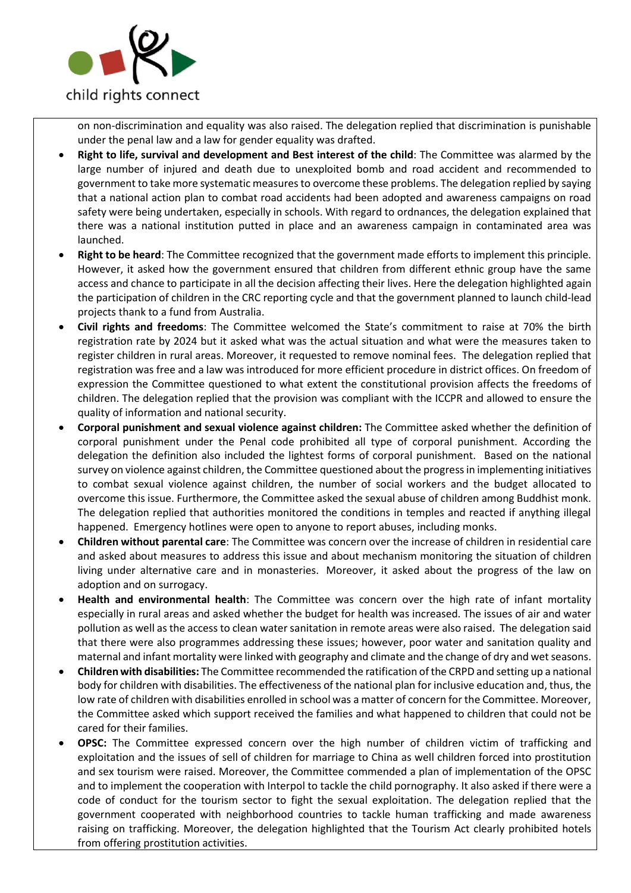on non-discrimination and equality was also raised. The delegation replied that discrimination is punishable under the penal law and a law for gender equality was drafted.

- **Right to life, survival and development and Best interest of the child**: The Committee was alarmed by the large number of injured and death due to unexploited bomb and road accident and recommended to government to take more systematic measures to overcome these problems. The delegation replied by saying that a national action plan to combat road accidents had been adopted and awareness campaigns on road safety were being undertaken, especially in schools. With regard to ordnances, the delegation explained that there was a national institution putted in place and an awareness campaign in contaminated area was launched.
- **Right to be heard**: The Committee recognized that the government made efforts to implement this principle. However, it asked how the government ensured that children from different ethnic group have the same access and chance to participate in all the decision affecting their lives. Here the delegation highlighted again the participation of children in the CRC reporting cycle and that the government planned to launch child-lead projects thank to a fund from Australia.
- **Civil rights and freedoms**: The Committee welcomed the State's commitment to raise at 70% the birth registration rate by 2024 but it asked what was the actual situation and what were the measures taken to register children in rural areas. Moreover, it requested to remove nominal fees. The delegation replied that registration was free and a law was introduced for more efficient procedure in district offices. On freedom of expression the Committee questioned to what extent the constitutional provision affects the freedoms of children. The delegation replied that the provision was compliant with the ICCPR and allowed to ensure the quality of information and national security.
- **Corporal punishment and sexual violence against children:** The Committee asked whether the definition of corporal punishment under the Penal code prohibited all type of corporal punishment. According the delegation the definition also included the lightest forms of corporal punishment. Based on the national survey on violence against children, the Committee questioned about the progress in implementing initiatives to combat sexual violence against children, the number of social workers and the budget allocated to overcome this issue. Furthermore, the Committee asked the sexual abuse of children among Buddhist monk. The delegation replied that authorities monitored the conditions in temples and reacted if anything illegal happened. Emergency hotlines were open to anyone to report abuses, including monks.
- **Children without parental care**: The Committee was concern over the increase of children in residential care and asked about measures to address this issue and about mechanism monitoring the situation of children living under alternative care and in monasteries. Moreover, it asked about the progress of the law on adoption and on surrogacy.
- **Health and environmental health**: The Committee was concern over the high rate of infant mortality especially in rural areas and asked whether the budget for health was increased. The issues of air and water pollution as well as the access to clean water sanitation in remote areas were also raised. The delegation said that there were also programmes addressing these issues; however, poor water and sanitation quality and maternal and infant mortality were linked with geography and climate and the change of dry and wet seasons.
- **Children with disabilities:** The Committee recommended the ratification of the CRPD and setting up a national body for children with disabilities. The effectiveness of the national plan for inclusive education and, thus, the low rate of children with disabilities enrolled in school was a matter of concern for the Committee. Moreover, the Committee asked which support received the families and what happened to children that could not be cared for their families.
- **OPSC:** The Committee expressed concern over the high number of children victim of trafficking and exploitation and the issues of sell of children for marriage to China as well children forced into prostitution and sex tourism were raised. Moreover, the Committee commended a plan of implementation of the OPSC and to implement the cooperation with Interpol to tackle the child pornography. It also asked if there were a code of conduct for the tourism sector to fight the sexual exploitation. The delegation replied that the government cooperated with neighborhood countries to tackle human trafficking and made awareness raising on trafficking. Moreover, the delegation highlighted that the Tourism Act clearly prohibited hotels from offering prostitution activities.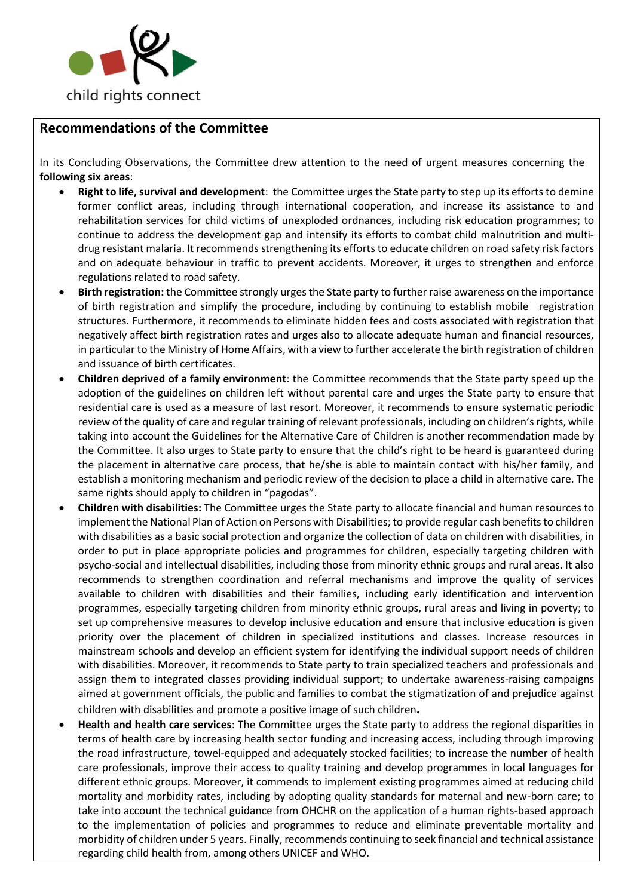## Recommendations of the Committee

In its Concluding Observations, the Committee drew attention to the need of urgent measures concerning the **following six areas**:

- **Right to life, survival and development**: the Committee urges the State party to step up its efforts to demine former conflict areas, including through international cooperation, and increase its assistance to and rehabilitation services for child victims of unexploded ordnances, including risk education programmes; to continue to address the development gap and intensify its efforts to combat child malnutrition and multi-drug resistant malaria. It recommends strengthening its efforts to educate children on road safety risk factors and on adequate behaviour in traffic to prevent accidents. Moreover, it urges to strengthen and enforce regulations related to road safety.
- **Birth registration:** the Committee strongly urges the State party to further raise awareness on the importance of birth registration and simplify the procedure, including by continuing to establish mobile registration structures. Furthermore, it recommends to eliminate hidden fees and costs associated with registration that negatively affect birth registration rates and urges also to allocate adequate human and financial resources, in particular to the Ministry of Home Affairs, with a view to further accelerate the birth registration of children and issuance of birth certificates.
- **Children deprived of a family environment**: the Committee recommends that the State party speed up the adoption of the guidelines on children left without parental care and urges the State party to ensure that residential care is used as a measure of last resort. Moreover, it recommends to ensure systematic periodic review of the quality of care and regular training of relevant professionals, including on children's rights, while taking into account the Guidelines for the Alternative Care of Children is another recommendation made by the Committee. It also urges to State party to ensure that the child's right to be heard is guaranteed during the placement in alternative care process, that he/she is able to maintain contact with his/her family, and establish a monitoring mechanism and periodic review of the decision to place a child in alternative care. The same rights should apply to children in "pagodas".
- **Children with disabilities:** The Committee urges the State party to allocate financial and human resources to implement the National Plan of Action on Persons with Disabilities; to provide regular cash benefits to children with disabilities as a basic social protection and organize the collection of data on children with disabilities, in order to put in place appropriate policies and programmes for children, especially targeting children with psycho-social and intellectual disabilities, including those from minority ethnic groups and rural areas. It also recommends to strengthen coordination and referral mechanisms and improve the quality of services available to children with disabilities and their families, including early identification and intervention programmes, especially targeting children from minority ethnic groups, rural areas and living in poverty; to set up comprehensive measures to develop inclusive education and ensure that inclusive education is given priority over the placement of children in specialized institutions and classes. Increase resources in mainstream schools and develop an efficient system for identifying the individual support needs of children with disabilities. Moreover, it recommends to State party to train specialized teachers and professionals and assign them to integrated classes providing individual support; to undertake awareness-raising campaigns aimed at government officials, the public and families to combat the stigmatization of and prejudice against children with disabilities and promote a positive image of such children**.**
- **Health and health care services**: The Committee urges the State party to address the regional disparities in terms of health care by increasing health sector funding and increasing access, including through improving the road infrastructure, towel-equipped and adequately stocked facilities; to increase the number of health care professionals, improve their access to quality training and develop programmes in local languages for different ethnic groups. Moreover, it commends to implement existing programmes aimed at reducing child mortality and morbidity rates, including by adopting quality standards for maternal and new-born care; to take into account the technical guidance from OHCHR on the application of a human rights-based approach to the implementation of policies and programmes to reduce and eliminate preventable mortality and morbidity of children under 5 years. Finally, recommends continuing to seek financial and technical assistance regarding child health from, among others UNICEF and WHO.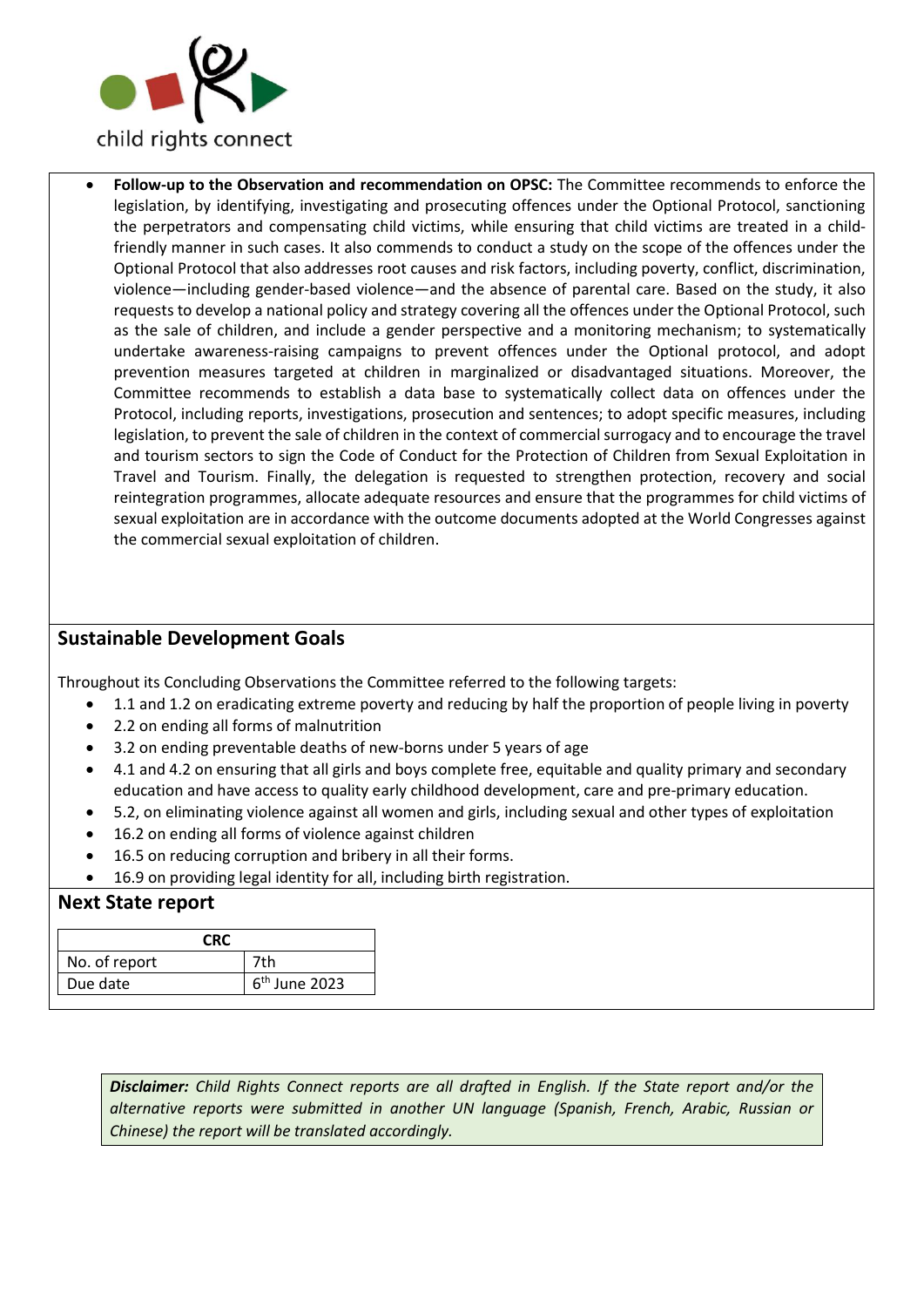- **Follow-up to the Observation and recommendation on OPSC:** The Committee recommends to enforce the legislation, by identifying, investigating and prosecuting offences under the Optional Protocol, sanctioning the perpetrators and compensating child victims, while ensuring that child victims are treated in a child-friendly manner in such cases. It also commends to conduct a study on the scope of the offences under the Optional Protocol that also addresses root causes and risk factors, including poverty, conflict, discrimination, violence—including gender-based violence—and the absence of parental care. Based on the study, it also requests to develop a national policy and strategy covering all the offences under the Optional Protocol, such as the sale of children, and include a gender perspective and a monitoring mechanism; to systematically undertake awareness-raising campaigns to prevent offences under the Optional protocol, and adopt prevention measures targeted at children in marginalized or disadvantaged situations. Moreover, the Committee recommends to establish a data base to systematically collect data on offences under the Protocol, including reports, investigations, prosecution and sentences; to adopt specific measures, including legislation, to prevent the sale of children in the context of commercial surrogacy and to encourage the travel and tourism sectors to sign the Code of Conduct for the Protection of Children from Sexual Exploitation in Travel and Tourism. Finally, the delegation is requested to strengthen protection, recovery and social reintegration programmes, allocate adequate resources and ensure that the programmes for child victims of sexual exploitation are in accordance with the outcome documents adopted at the World Congresses against the commercial sexual exploitation of children.

## Sustainable Development Goals

Throughout its Concluding Observations the Committee referred to the following targets:

- 1.1 and 1.2 on eradicating extreme poverty and reducing by half the proportion of people living in poverty
- 2.2 on ending all forms of malnutrition
- 3.2 on ending preventable deaths of new-borns under 5 years of age
- 4.1 and 4.2 on ensuring that all girls and boys complete free, equitable and quality primary and secondary education and have access to quality early childhood development, care and pre-primary education.
- 5.2, on eliminating violence against all women and girls, including sexual and other types of exploitation
- 16.2 on ending all forms of violence against children
- 16.5 on reducing corruption and bribery in all their forms.
- 16.9 on providing legal identity for all, including birth registration.

## Next State report

| CRC | |
|---|---|
| No. of report | 7th |
| Due date | 6th June 2023 |

***Disclaimer:*** *Child Rights Connect reports are all drafted in English. If the State report and/or the alternative reports were submitted in another UN language (Spanish, French, Arabic, Russian or Chinese) the report will be translated accordingly.*